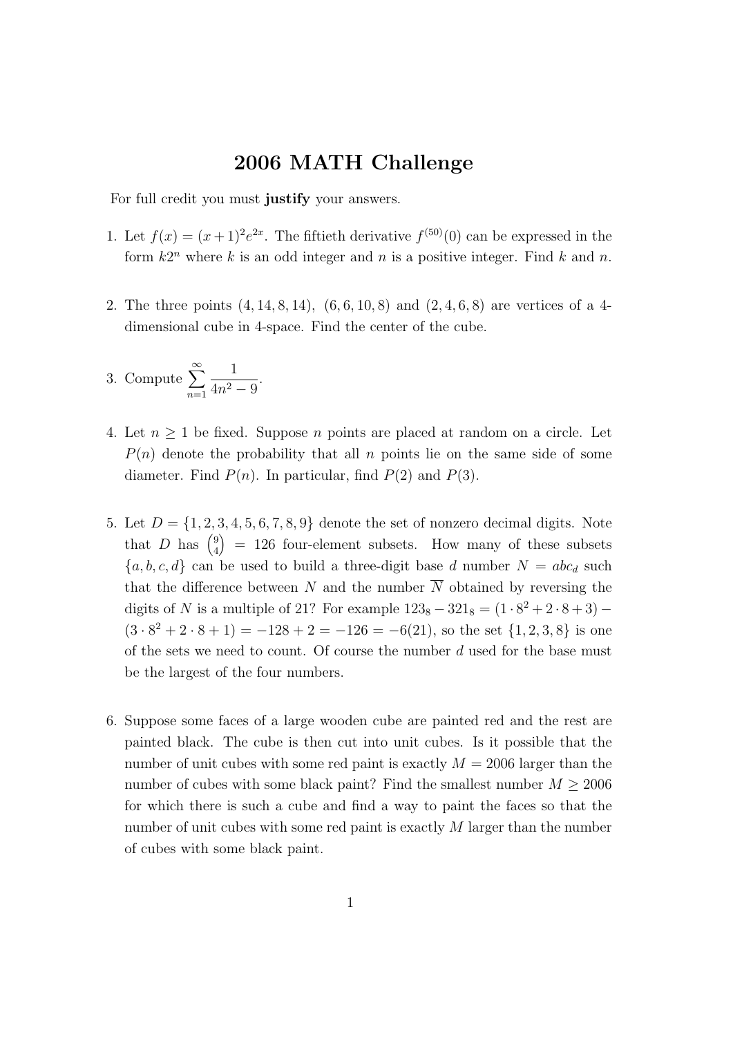# 2006 MATH Challenge

For full credit you must **justify** your answers.

1. Let $f(x) = (x+1)^2 e^{2x}$. The fiftieth derivative $f^{(50)}(0)$ can be expressed in the form $k2^n$ where $k$ is an odd integer and $n$ is a positive integer. Find $k$ and $n$.

2. The three points $(4, 14, 8, 14)$, $(6, 6, 10, 8)$ and $(2, 4, 6, 8)$ are vertices of a 4-dimensional cube in 4-space. Find the center of the cube.

3. Compute $\displaystyle\sum_{n=1}^{\infty} \frac{1}{4n^2 - 9}$.

4. Let $n \geq 1$ be fixed. Suppose $n$ points are placed at random on a circle. Let $P(n)$ denote the probability that all $n$ points lie on the same side of some diameter. Find $P(n)$. In particular, find $P(2)$ and $P(3)$.

5. Let $D = \{1, 2, 3, 4, 5, 6, 7, 8, 9\}$ denote the set of nonzero decimal digits. Note that $D$ has $\binom{9}{4} = 126$ four-element subsets. How many of these subsets $\{a, b, c, d\}$ can be used to build a three-digit base $d$ number $N = abc_d$ such that the difference between $N$ and the number $\overline{N}$ obtained by reversing the digits of $N$ is a multiple of 21? For example $123_8 - 321_8 = (1 \cdot 8^2 + 2 \cdot 8 + 3) - (3 \cdot 8^2 + 2 \cdot 8 + 1) = -128 + 2 = -126 = -6(21)$, so the set $\{1, 2, 3, 8\}$ is one of the sets we need to count. Of course the number $d$ used for the base must be the largest of the four numbers.

6. Suppose some faces of a large wooden cube are painted red and the rest are painted black. The cube is then cut into unit cubes. Is it possible that the number of unit cubes with some red paint is exactly $M = 2006$ larger than the number of cubes with some black paint? Find the smallest number $M \geq 2006$ for which there is such a cube and find a way to paint the faces so that the number of unit cubes with some red paint is exactly $M$ larger than the number of cubes with some black paint.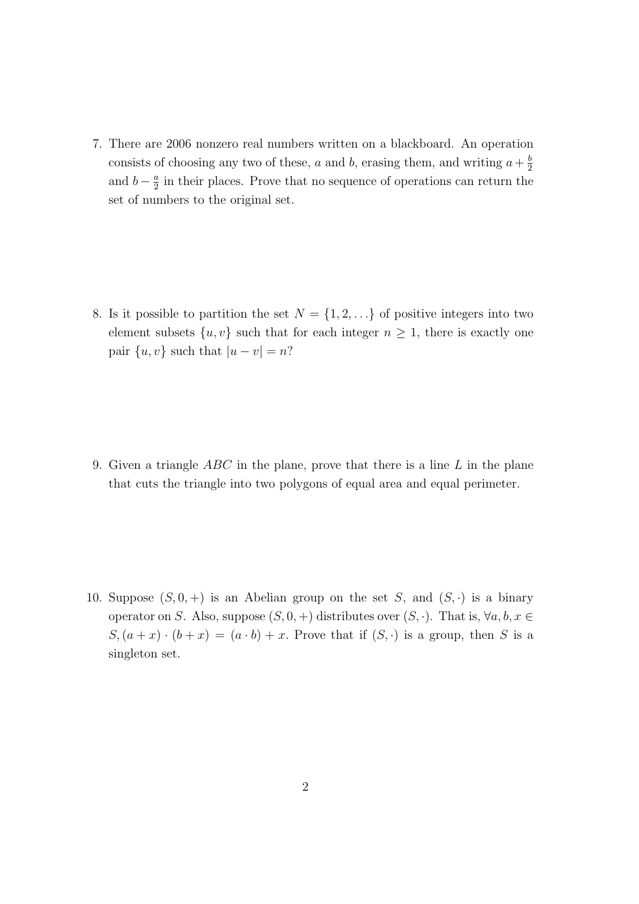7. There are 2006 nonzero real numbers written on a blackboard. An operation consists of choosing any two of these, $a$ and $b$, erasing them, and writing $a + \frac{b}{2}$ and $b - \frac{a}{2}$ in their places. Prove that no sequence of operations can return the set of numbers to the original set.

8. Is it possible to partition the set $N = \{1, 2, \ldots\}$ of positive integers into two element subsets $\{u, v\}$ such that for each integer $n \geq 1$, there is exactly one pair $\{u, v\}$ such that $|u - v| = n$?

9. Given a triangle $ABC$ in the plane, prove that there is a line $L$ in the plane that cuts the triangle into two polygons of equal area and equal perimeter.

10. Suppose $(S, 0, +)$ is an Abelian group on the set $S$, and $(S, \cdot)$ is a binary operator on $S$. Also, suppose $(S, 0, +)$ distributes over $(S, \cdot)$. That is, $\forall a, b, x \in S, (a + x) \cdot (b + x) = (a \cdot b) + x$. Prove that if $(S, \cdot)$ is a group, then $S$ is a singleton set.